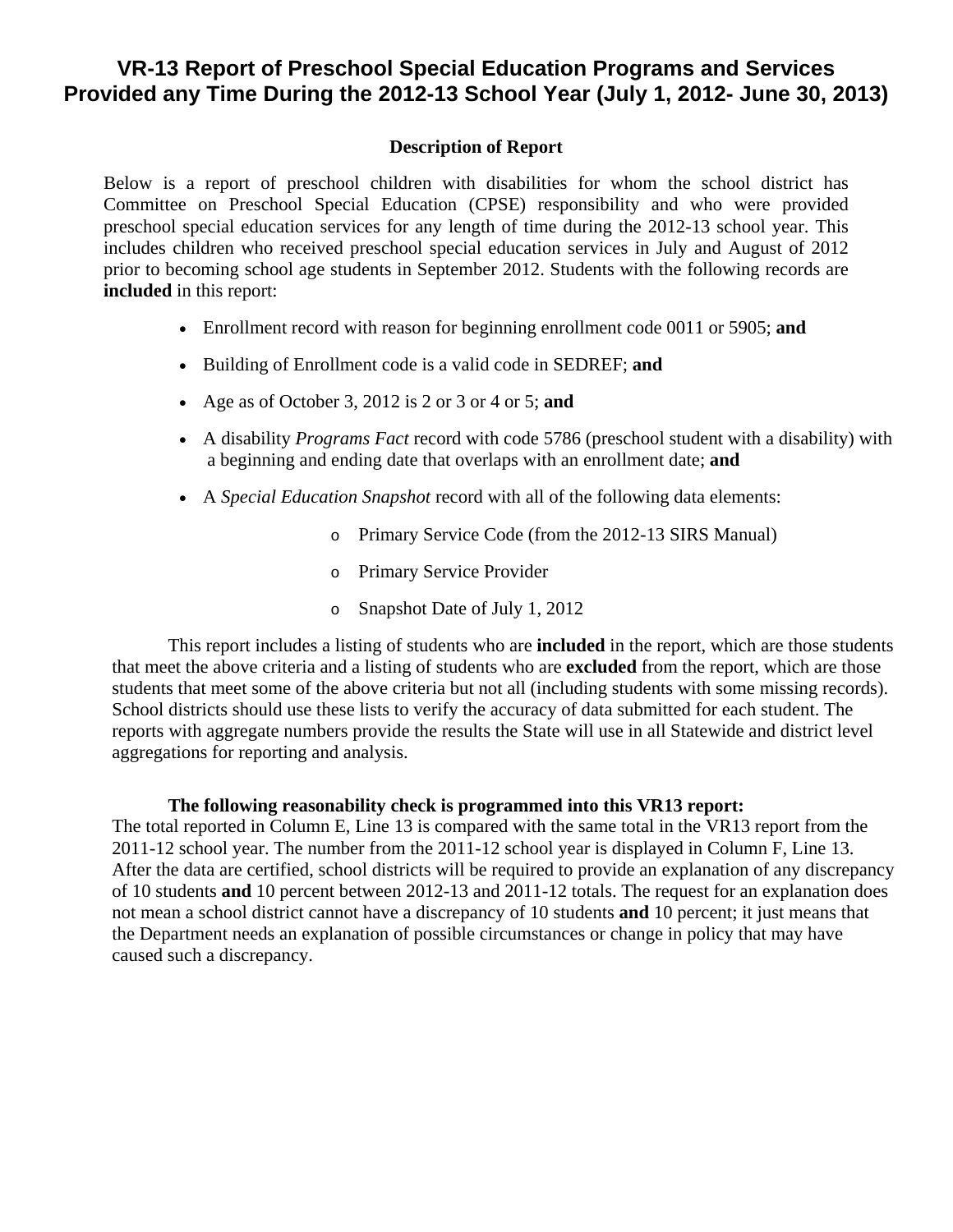# VR-13 Report of Preschool Special Education Programs and Services Provided any Time During the 2012-13 School Year (July 1, 2012- June 30, 2013)

### Description of Report

Below is a report of preschool children with disabilities for whom the school district has Committee on Preschool Special Education (CPSE) responsibility and who were provided preschool special education services for any length of time during the 2012-13 school year. This includes children who received preschool special education services in July and August of 2012 prior to becoming school age students in September 2012. Students with the following records are **included** in this report:

- Enrollment record with reason for beginning enrollment code 0011 or 5905; **and**
- Building of Enrollment code is a valid code in SEDREF; **and**
- Age as of October 3, 2012 is 2 or 3 or 4 or 5; **and**
- A disability *Programs Fact* record with code 5786 (preschool student with a disability) with a beginning and ending date that overlaps with an enrollment date; **and**
- A *Special Education Snapshot* record with all of the following data elements:
  - Primary Service Code (from the 2012-13 SIRS Manual)
  - Primary Service Provider
  - Snapshot Date of July 1, 2012

This report includes a listing of students who are **included** in the report, which are those students that meet the above criteria and a listing of students who are **excluded** from the report, which are those students that meet some of the above criteria but not all (including students with some missing records). School districts should use these lists to verify the accuracy of data submitted for each student. The reports with aggregate numbers provide the results the State will use in all Statewide and district level aggregations for reporting and analysis.

**The following reasonability check is programmed into this VR13 report:**
The total reported in Column E, Line 13 is compared with the same total in the VR13 report from the 2011-12 school year. The number from the 2011-12 school year is displayed in Column F, Line 13. After the data are certified, school districts will be required to provide an explanation of any discrepancy of 10 students **and** 10 percent between 2012-13 and 2011-12 totals. The request for an explanation does not mean a school district cannot have a discrepancy of 10 students **and** 10 percent; it just means that the Department needs an explanation of possible circumstances or change in policy that may have caused such a discrepancy.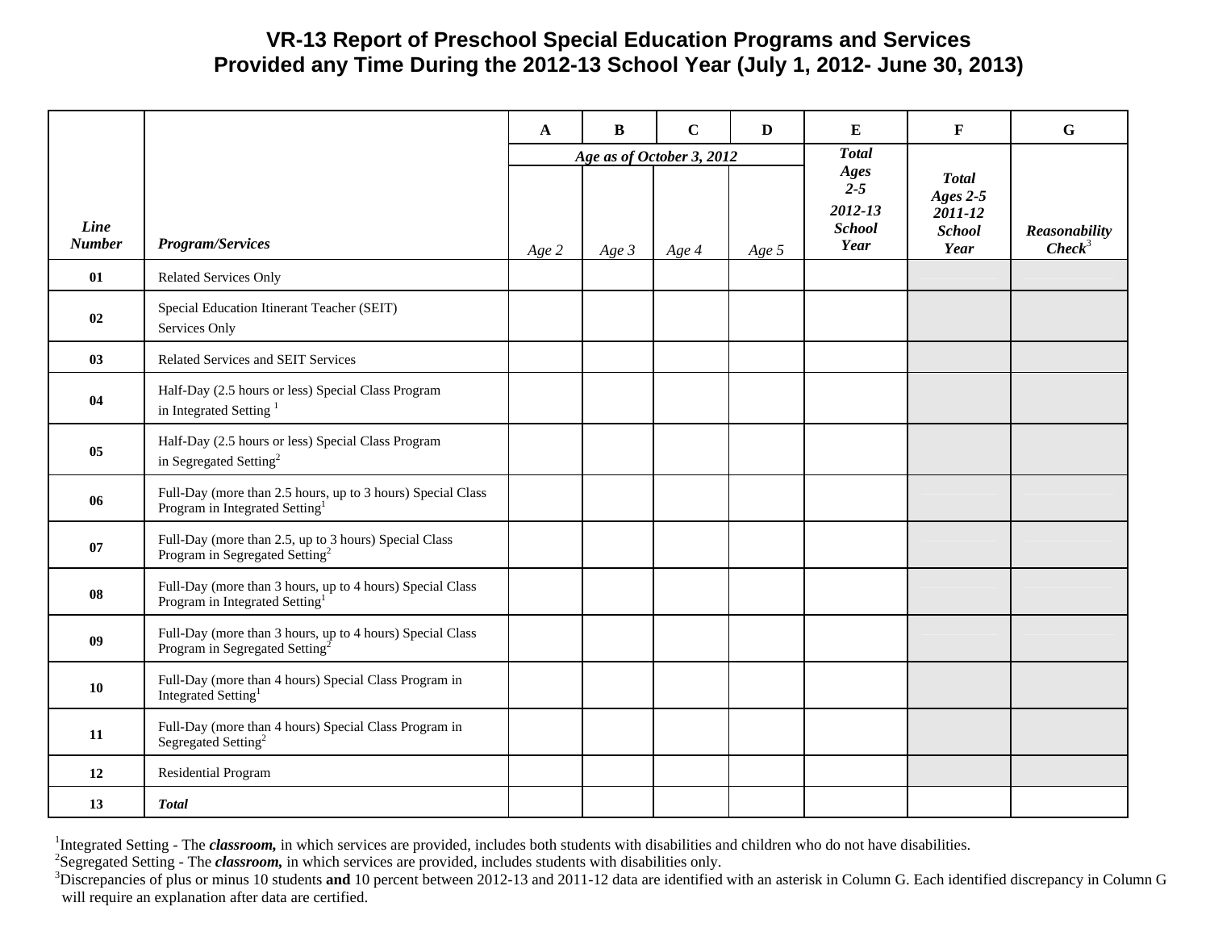# VR-13 Report of Preschool Special Education Programs and Services Provided any Time During the 2012-13 School Year (July 1, 2012- June 30, 2013)

| | | A | B | C | D | E | F | G |
|---|---|---|---|---|---|---|---|---|
| | | *Age as of October 3, 2012* | | | | *Total Ages 2-5 2012-13 School Year* | *Total Ages 2-5 2011-12 School Year* | *Reasonability Check*[3] |
| ***Line Number*** | ***Program/Services*** | *Age 2* | *Age 3* | *Age 4* | *Age 5* | | | |
| **01** | Related Services Only | | | | | | | |
| **02** | Special Education Itinerant Teacher (SEIT) Services Only | | | | | | | |
| **03** | Related Services and SEIT Services | | | | | | | |
| **04** | Half-Day (2.5 hours or less) Special Class Program in Integrated Setting [1] | | | | | | | |
| **05** | Half-Day (2.5 hours or less) Special Class Program in Segregated Setting[2] | | | | | | | |
| **06** | Full-Day (more than 2.5 hours, up to 3 hours) Special Class Program in Integrated Setting[1] | | | | | | | |
| **07** | Full-Day (more than 2.5, up to 3 hours) Special Class Program in Segregated Setting[2] | | | | | | | |
| **08** | Full-Day (more than 3 hours, up to 4 hours) Special Class Program in Integrated Setting[1] | | | | | | | |
| **09** | Full-Day (more than 3 hours, up to 4 hours) Special Class Program in Segregated Setting[2] | | | | | | | |
| **10** | Full-Day (more than 4 hours) Special Class Program in Integrated Setting[1] | | | | | | | |
| **11** | Full-Day (more than 4 hours) Special Class Program in Segregated Setting[2] | | | | | | | |
| **12** | Residential Program | | | | | | | |
| **13** | ***Total*** | | | | | | | |

[1]Integrated Setting - The ***classroom,*** in which services are provided, includes both students with disabilities and children who do not have disabilities.
[2]Segregated Setting - The ***classroom,*** in which services are provided, includes students with disabilities only.
[3]Discrepancies of plus or minus 10 students **and** 10 percent between 2012-13 and 2011-12 data are identified with an asterisk in Column G. Each identified discrepancy in Column G will require an explanation after data are certified.